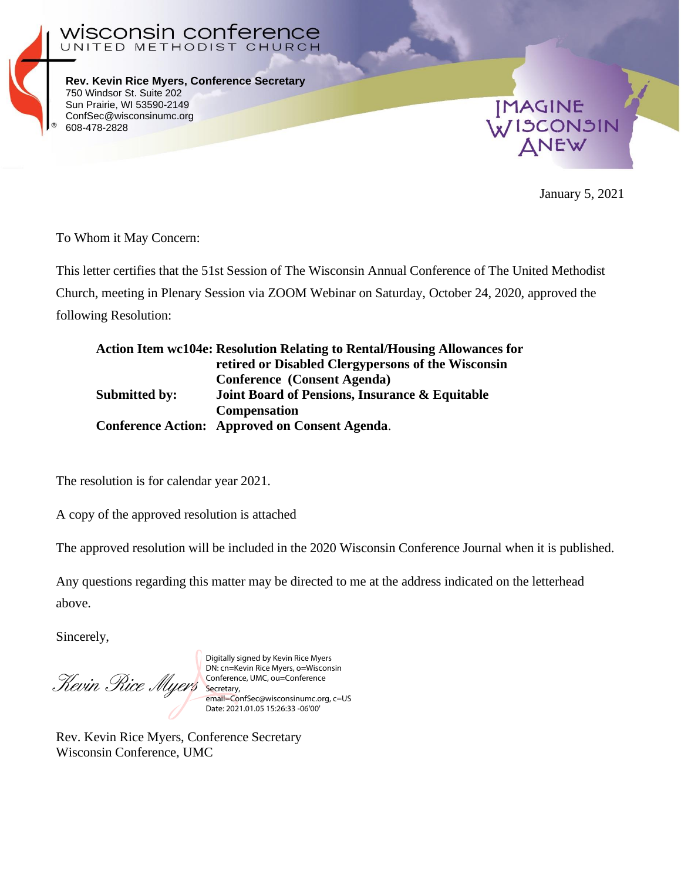**wisconsin conference**
UNITED METHODIST CHURCH

**Rev. Kevin Rice Myers, Conference Secretary**
750 Windsor St. Suite 202
Sun Prairie, WI 53590-2149
ConfSec@wisconsinumc.org
608-478-2828

IMAGINE WISCONSIN ANEW

January 5, 2021

To Whom it May Concern:

This letter certifies that the 51st Session of The Wisconsin Annual Conference of The United Methodist Church, meeting in Plenary Session via ZOOM Webinar on Saturday, October 24, 2020, approved the following Resolution:

| | |
|---|---|
| **Action Item wc104e:** | **Resolution Relating to Rental/Housing Allowances for retired or Disabled Clergypersons of the Wisconsin Conference (Consent Agenda)** |
| **Submitted by:** | **Joint Board of Pensions, Insurance & Equitable Compensation** |
| **Conference Action:** | **Approved on Consent Agenda**. |

The resolution is for calendar year 2021.

A copy of the approved resolution is attached

The approved resolution will be included in the 2020 Wisconsin Conference Journal when it is published.

Any questions regarding this matter may be directed to me at the address indicated on the letterhead above.

Sincerely,

*Kevin Rice Myers*

Digitally signed by Kevin Rice Myers
DN: cn=Kevin Rice Myers, o=Wisconsin Conference, UMC, ou=Conference Secretary, email=ConfSec@wisconsinumc.org, c=US
Date: 2021.01.05 15:26:33 -06'00'

Rev. Kevin Rice Myers, Conference Secretary
Wisconsin Conference, UMC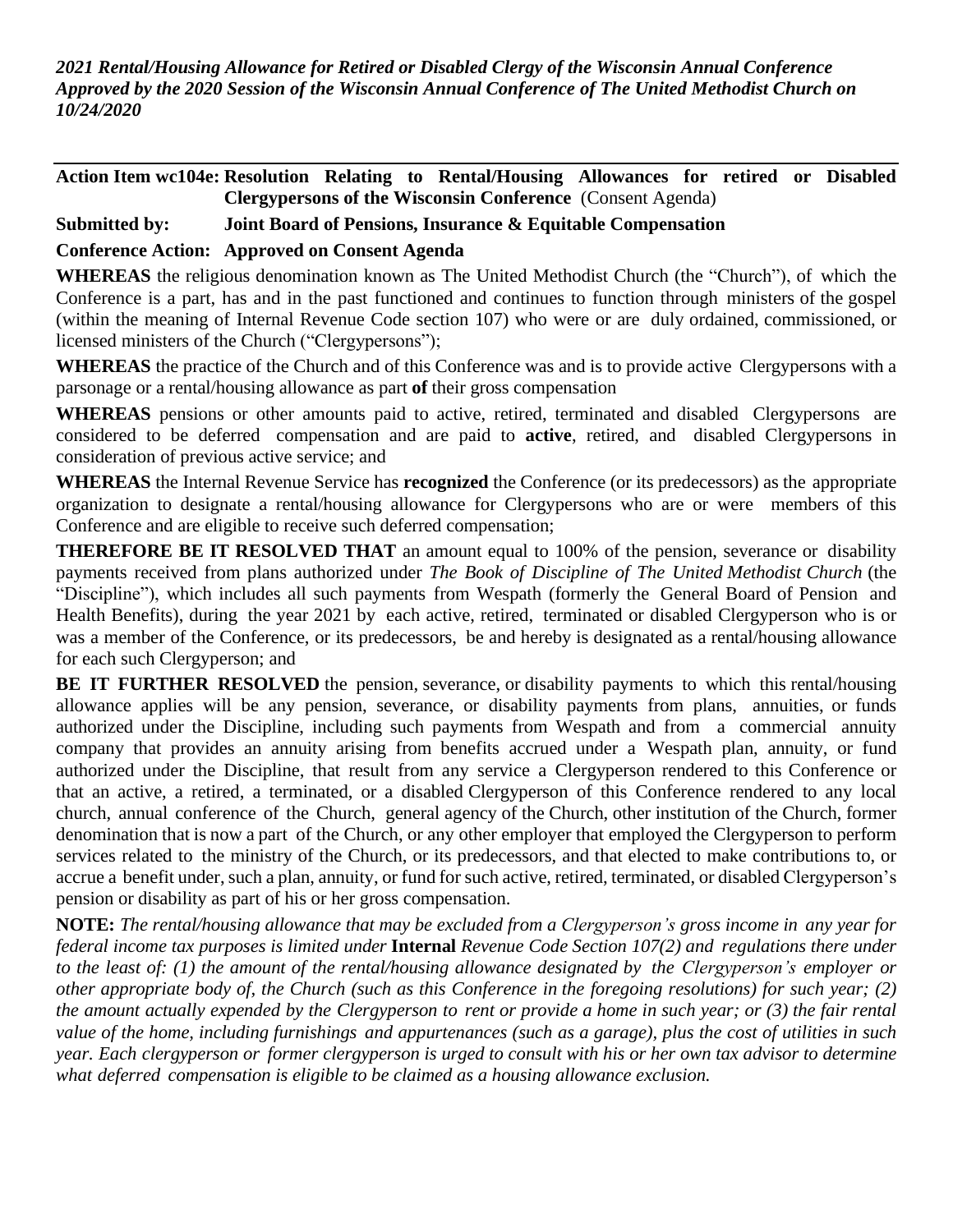*2021 Rental/Housing Allowance for Retired or Disabled Clergy of the Wisconsin Annual Conference Approved by the 2020 Session of the Wisconsin Annual Conference of The United Methodist Church on 10/24/2020*

---

**Action Item wc104e: Resolution Relating to Rental/Housing Allowances for retired or Disabled Clergypersons of the Wisconsin Conference** (Consent Agenda)

**Submitted by: Joint Board of Pensions, Insurance & Equitable Compensation**

**Conference Action: Approved on Consent Agenda**

**WHEREAS** the religious denomination known as The United Methodist Church (the "Church"), of which the Conference is a part, has and in the past functioned and continues to function through ministers of the gospel (within the meaning of Internal Revenue Code section 107) who were or are duly ordained, commissioned, or licensed ministers of the Church ("Clergypersons");

**WHEREAS** the practice of the Church and of this Conference was and is to provide active Clergypersons with a parsonage or a rental/housing allowance as part **of** their gross compensation

**WHEREAS** pensions or other amounts paid to active, retired, terminated and disabled Clergypersons are considered to be deferred compensation and are paid to **active**, retired, and disabled Clergypersons in consideration of previous active service; and

**WHEREAS** the Internal Revenue Service has **recognized** the Conference (or its predecessors) as the appropriate organization to designate a rental/housing allowance for Clergypersons who are or were members of this Conference and are eligible to receive such deferred compensation;

**THEREFORE BE IT RESOLVED THAT** an amount equal to 100% of the pension, severance or disability payments received from plans authorized under *The Book of Discipline of The United Methodist Church* (the "Discipline"), which includes all such payments from Wespath (formerly the General Board of Pension and Health Benefits), during the year 2021 by each active, retired, terminated or disabled Clergyperson who is or was a member of the Conference, or its predecessors, be and hereby is designated as a rental/housing allowance for each such Clergyperson; and

**BE IT FURTHER RESOLVED** the pension, severance, or disability payments to which this rental/housing allowance applies will be any pension, severance, or disability payments from plans, annuities, or funds authorized under the Discipline, including such payments from Wespath and from a commercial annuity company that provides an annuity arising from benefits accrued under a Wespath plan, annuity, or fund authorized under the Discipline, that result from any service a Clergyperson rendered to this Conference or that an active, a retired, a terminated, or a disabled Clergyperson of this Conference rendered to any local church, annual conference of the Church, general agency of the Church, other institution of the Church, former denomination that is now a part of the Church, or any other employer that employed the Clergyperson to perform services related to the ministry of the Church, or its predecessors, and that elected to make contributions to, or accrue a benefit under, such a plan, annuity, or fund for such active, retired, terminated, or disabled Clergyperson's pension or disability as part of his or her gross compensation.

**NOTE:** *The rental/housing allowance that may be excluded from a Clergyperson's gross income in any year for federal income tax purposes is limited under* **Internal** *Revenue Code Section 107(2) and regulations there under to the least of: (1) the amount of the rental/housing allowance designated by the Clergyperson's employer or other appropriate body of, the Church (such as this Conference in the foregoing resolutions) for such year; (2) the amount actually expended by the Clergyperson to rent or provide a home in such year; or (3) the fair rental value of the home, including furnishings and appurtenances (such as a garage), plus the cost of utilities in such year. Each clergyperson or former clergyperson is urged to consult with his or her own tax advisor to determine what deferred compensation is eligible to be claimed as a housing allowance exclusion.*